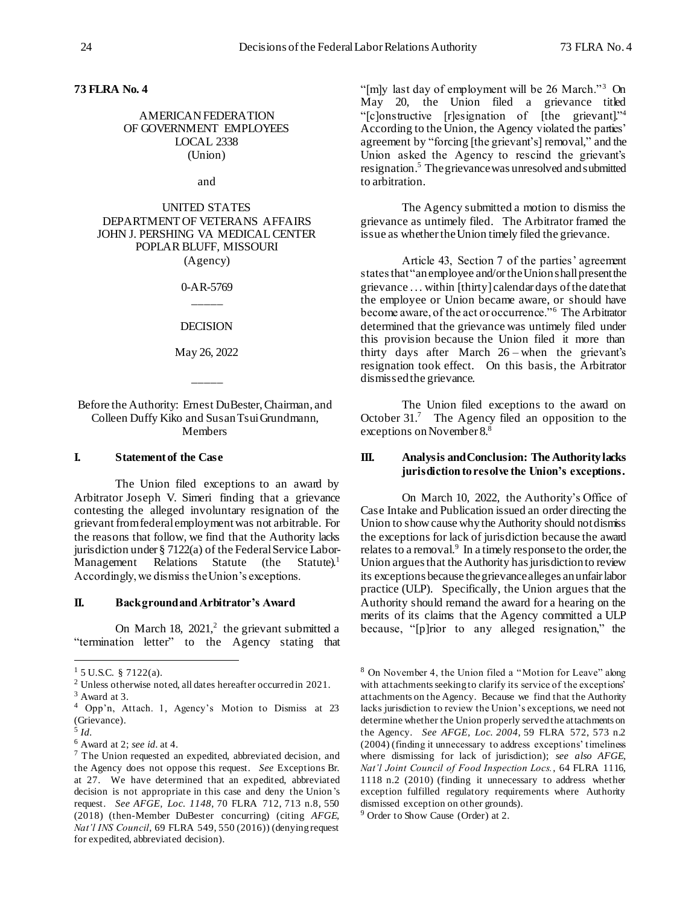**73 FLRA No. 4**

AMERICAN FEDERATION
OF GOVERNMENT EMPLOYEES
LOCAL 2338
(Union)

and

UNITED STATES
DEPARTMENT OF VETERANS AFFAIRS
JOHN J. PERSHING VA MEDICAL CENTER
POPLAR BLUFF, MISSOURI
(Agency)

0-AR-5769

_____

DECISION

May 26, 2022

_____

Before the Authority: Ernest DuBester, Chairman, and Colleen Duffy Kiko and Susan Tsui Grundmann, Members

## I. Statement of the Case

The Union filed exceptions to an award by Arbitrator Joseph V. Simeri finding that a grievance contesting the alleged involuntary resignation of the grievant from federal employment was not arbitrable. For the reasons that follow, we find that the Authority lacks jurisdiction under § 7122(a) of the Federal Service Labor-Management Relations Statute (the Statute).[1] Accordingly, we dismiss the Union's exceptions.

## II. Background and Arbitrator's Award

On March 18, 2021,[2] the grievant submitted a "termination letter" to the Agency stating that "[m]y last day of employment will be 26 March."[3] On May 20, the Union filed a grievance titled "[c]onstructive [r]esignation of [the grievant]."[4] According to the Union, the Agency violated the parties' agreement by "forcing [the grievant's] removal," and the Union asked the Agency to rescind the grievant's resignation.[5] The grievance was unresolved and submitted to arbitration.

The Agency submitted a motion to dismiss the grievance as untimely filed. The Arbitrator framed the issue as whether the Union timely filed the grievance.

Article 43, Section 7 of the parties' agreement states that "an employee and/or the Union shall present the grievance . . . within [thirty] calendar days of the date that the employee or Union became aware, or should have become aware, of the act or occurrence."[6] The Arbitrator determined that the grievance was untimely filed under this provision because the Union filed it more than thirty days after March 26 – when the grievant's resignation took effect. On this basis, the Arbitrator dismissed the grievance.

The Union filed exceptions to the award on October 31.[7] The Agency filed an opposition to the exceptions on November 8.[8]

## III. Analysis and Conclusion: The Authority lacks jurisdiction to resolve the Union's exceptions.

On March 10, 2022, the Authority's Office of Case Intake and Publication issued an order directing the Union to show cause why the Authority should not dismiss the exceptions for lack of jurisdiction because the award relates to a removal.[9] In a timely response to the order, the Union argues that the Authority has jurisdiction to review its exceptions because the grievance alleges an unfair labor practice (ULP). Specifically, the Union argues that the Authority should remand the award for a hearing on the merits of its claims that the Agency committed a ULP because, "[p]rior to any alleged resignation," the

---

[1] 5 U.S.C. § 7122(a).

[2] Unless otherwise noted, all dates hereafter occurred in 2021.

[3] Award at 3.

[4] Opp'n, Attach. 1, Agency's Motion to Dismiss at 23 (Grievance).

[5] *Id.*

[6] Award at 2; *see id.* at 4.

[7] The Union requested an expedited, abbreviated decision, and the Agency does not oppose this request. *See* Exceptions Br. at 27. We have determined that an expedited, abbreviated decision is not appropriate in this case and deny the Union's request. *See AFGE, Loc. 1148*, 70 FLRA 712, 713 n.8, 550 (2018) (then-Member DuBester concurring) (citing *AFGE, Nat'l INS Council*, 69 FLRA 549, 550 (2016)) (denying request for expedited, abbreviated decision).

[8] On November 4, the Union filed a "Motion for Leave" along with attachments seeking to clarify its service of the exceptions' attachments on the Agency. Because we find that the Authority lacks jurisdiction to review the Union's exceptions, we need not determine whether the Union properly served the attachments on the Agency. *See AFGE, Loc. 2004*, 59 FLRA 572, 573 n.2 (2004) (finding it unnecessary to address exceptions' timeliness where dismissing for lack of jurisdiction); *see also AFGE, Nat'l Joint Council of Food Inspection Locs.*, 64 FLRA 1116, 1118 n.2 (2010) (finding it unnecessary to address whether exception fulfilled regulatory requirements where Authority dismissed exception on other grounds).

[9] Order to Show Cause (Order) at 2.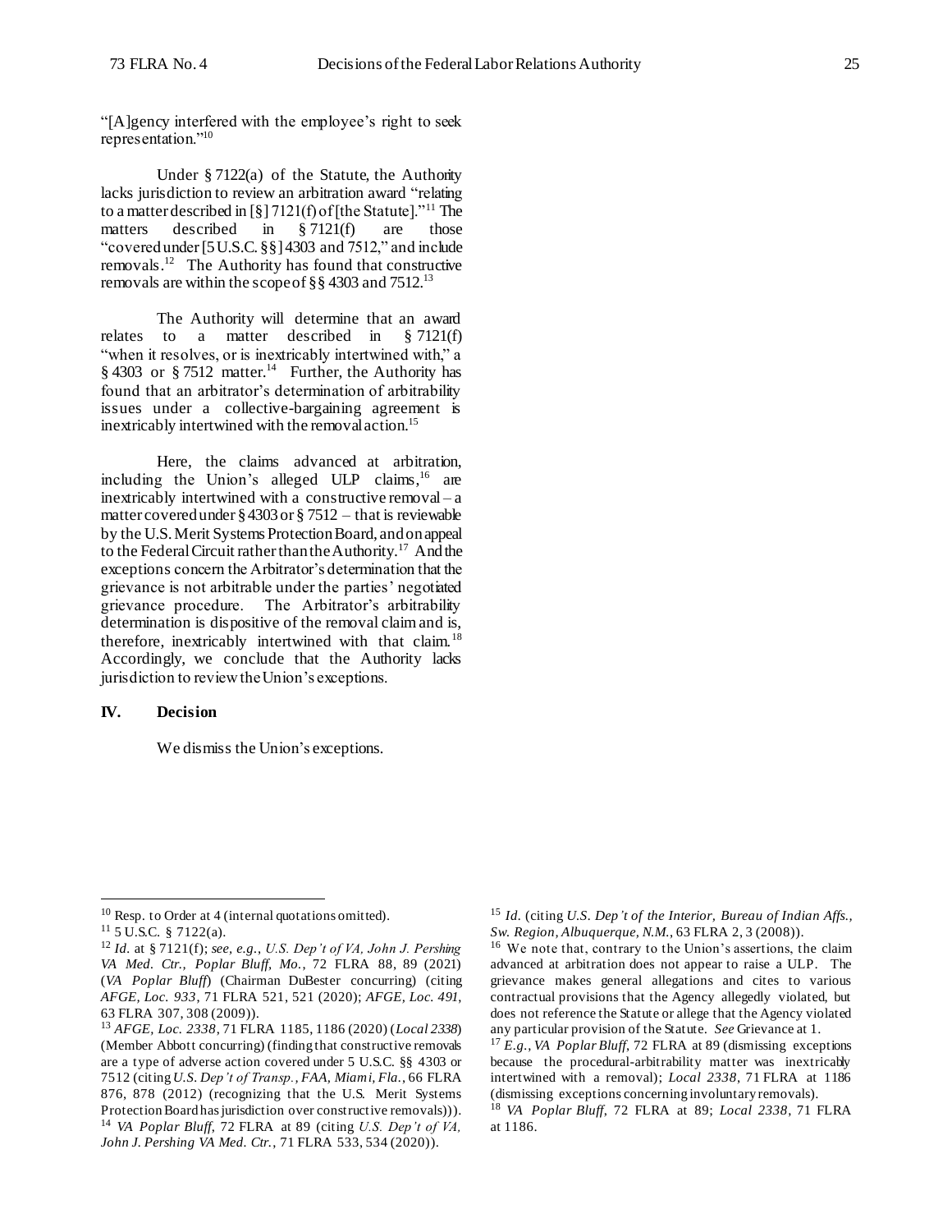"[A]gency interfered with the employee's right to seek representation."[10]

Under § 7122(a) of the Statute, the Authority lacks jurisdiction to review an arbitration award "relating to a matter described in [§] 7121(f) of [the Statute]."[11] The matters described in § 7121(f) are those "covered under [5 U.S.C. §§] 4303 and 7512," and include removals.[12] The Authority has found that constructive removals are within the scope of §§ 4303 and 7512.[13]

The Authority will determine that an award relates to a matter described in § 7121(f) "when it resolves, or is inextricably intertwined with," a § 4303 or § 7512 matter.[14] Further, the Authority has found that an arbitrator's determination of arbitrability issues under a collective-bargaining agreement is inextricably intertwined with the removal action.[15]

Here, the claims advanced at arbitration, including the Union's alleged ULP claims,[16] are inextricably intertwined with a constructive removal – a matter covered under § 4303 or § 7512 – that is reviewable by the U.S. Merit Systems Protection Board, and on appeal to the Federal Circuit rather than the Authority.[17] And the exceptions concern the Arbitrator's determination that the grievance is not arbitrable under the parties' negotiated grievance procedure. The Arbitrator's arbitrability determination is dispositive of the removal claim and is, therefore, inextricably intertwined with that claim.[18] Accordingly, we conclude that the Authority lacks jurisdiction to review the Union's exceptions.

## IV. Decision

We dismiss the Union's exceptions.

---

[10] Resp. to Order at 4 (internal quotations omitted).

[11] 5 U.S.C. § 7122(a).

[12] *Id.* at § 7121(f); *see, e.g.*, *U.S. Dep't of VA, John J. Pershing VA Med. Ctr., Poplar Bluff, Mo.*, 72 FLRA 88, 89 (2021) (*VA Poplar Bluff*) (Chairman DuBester concurring) (citing *AFGE, Loc. 933*, 71 FLRA 521, 521 (2020); *AFGE, Loc. 491*, 63 FLRA 307, 308 (2009)).

[13] *AFGE, Loc. 2338*, 71 FLRA 1185, 1186 (2020) (*Local 2338*) (Member Abbott concurring) (finding that constructive removals are a type of adverse action covered under 5 U.S.C. §§ 4303 or 7512 (citing *U.S. Dep't of Transp., FAA, Miami, Fla.*, 66 FLRA 876, 878 (2012) (recognizing that the U.S. Merit Systems Protection Board has jurisdiction over constructive removals))).

[14] *VA Poplar Bluff*, 72 FLRA at 89 (citing *U.S. Dep't of VA, John J. Pershing VA Med. Ctr.*, 71 FLRA 533, 534 (2020)).

[15] *Id.* (citing *U.S. Dep't of the Interior, Bureau of Indian Affs., Sw. Region, Albuquerque, N.M.*, 63 FLRA 2, 3 (2008)).

[16] We note that, contrary to the Union's assertions, the claim advanced at arbitration does not appear to raise a ULP. The grievance makes general allegations and cites to various contractual provisions that the Agency allegedly violated, but does not reference the Statute or allege that the Agency violated any particular provision of the Statute. *See* Grievance at 1.

[17] *E.g.*, *VA Poplar Bluff*, 72 FLRA at 89 (dismissing exceptions because the procedural-arbitrability matter was inextricably intertwined with a removal); *Local 2338*, 71 FLRA at 1186 (dismissing exceptions concerning involuntary removals).

[18] *VA Poplar Bluff*, 72 FLRA at 89; *Local 2338*, 71 FLRA at 1186.